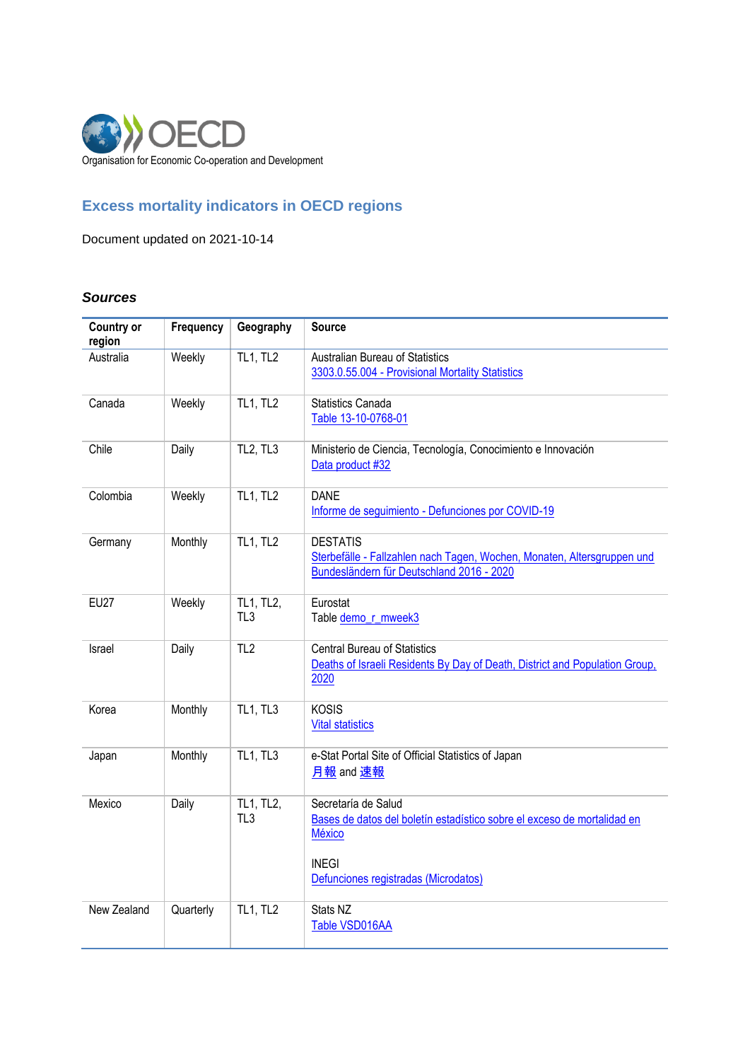OECD

Organisation for Economic Co-operation and Development

# Excess mortality indicators in OECD regions

Document updated on 2021-10-14

### *Sources*

| Country or region | Frequency | Geography | Source |
|---|---|---|---|
| Australia | Weekly | TL1, TL2 | Australian Bureau of Statistics<br>3303.0.55.004 - Provisional Mortality Statistics |
| Canada | Weekly | TL1, TL2 | Statistics Canada<br>Table 13-10-0768-01 |
| Chile | Daily | TL2, TL3 | Ministerio de Ciencia, Tecnología, Conocimiento e Innovación<br>Data product #32 |
| Colombia | Weekly | TL1, TL2 | DANE<br>Informe de seguimiento - Defunciones por COVID-19 |
| Germany | Monthly | TL1, TL2 | DESTATIS<br>Sterbefälle - Fallzahlen nach Tagen, Wochen, Monaten, Altersgruppen und Bundesländern für Deutschland 2016 - 2020 |
| EU27 | Weekly | TL1, TL2, TL3 | Eurostat<br>Table demo_r_mweek3 |
| Israel | Daily | TL2 | Central Bureau of Statistics<br>Deaths of Israeli Residents By Day of Death, District and Population Group, 2020 |
| Korea | Monthly | TL1, TL3 | KOSIS<br>Vital statistics |
| Japan | Monthly | TL1, TL3 | e-Stat Portal Site of Official Statistics of Japan<br>月報 and 速報 |
| Mexico | Daily | TL1, TL2, TL3 | Secretaría de Salud<br>Bases de datos del boletín estadístico sobre el exceso de mortalidad en México<br><br>INEGI<br>Defunciones registradas (Microdatos) |
| New Zealand | Quarterly | TL1, TL2 | Stats NZ<br>Table VSD016AA |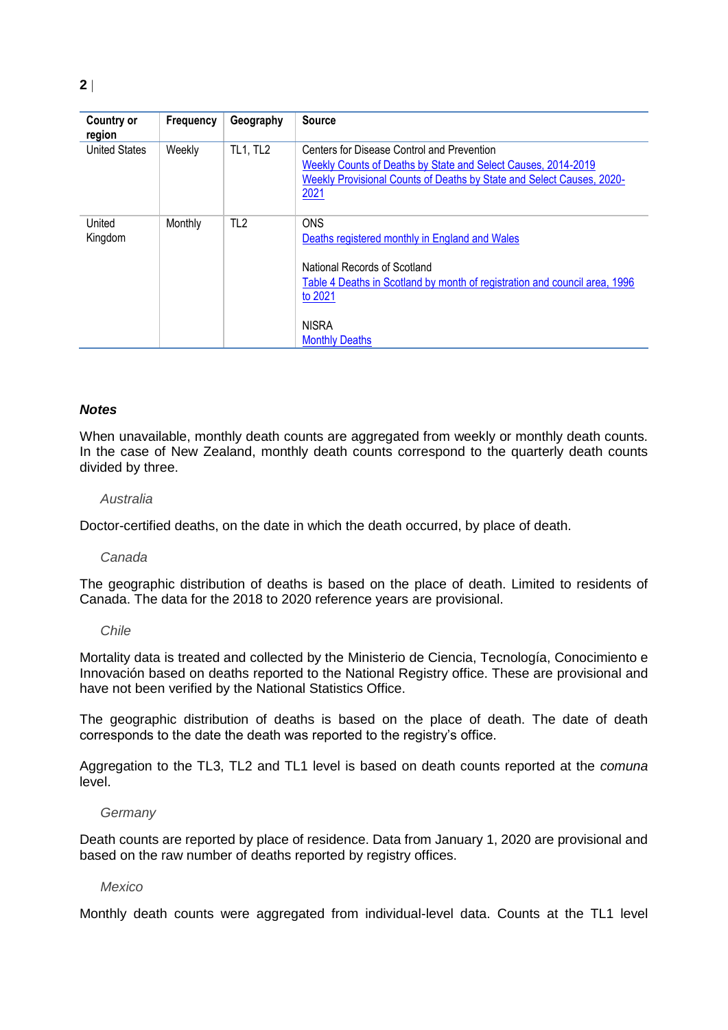| Country or region | Frequency | Geography | Source |
|---|---|---|---|
| United States | Weekly | TL1, TL2 | Centers for Disease Control and Prevention<br>Weekly Counts of Deaths by State and Select Causes, 2014-2019<br>Weekly Provisional Counts of Deaths by State and Select Causes, 2020-2021 |
| United Kingdom | Monthly | TL2 | ONS<br>Deaths registered monthly in England and Wales<br><br>National Records of Scotland<br>Table 4 Deaths in Scotland by month of registration and council area, 1996 to 2021<br><br>NISRA<br>Monthly Deaths |

***Notes***

When unavailable, monthly death counts are aggregated from weekly or monthly death counts. In the case of New Zealand, monthly death counts correspond to the quarterly death counts divided by three.

*Australia*

Doctor-certified deaths, on the date in which the death occurred, by place of death.

*Canada*

The geographic distribution of deaths is based on the place of death. Limited to residents of Canada. The data for the 2018 to 2020 reference years are provisional.

*Chile*

Mortality data is treated and collected by the Ministerio de Ciencia, Tecnología, Conocimiento e Innovación based on deaths reported to the National Registry office. These are provisional and have not been verified by the National Statistics Office.

The geographic distribution of deaths is based on the place of death. The date of death corresponds to the date the death was reported to the registry's office.

Aggregation to the TL3, TL2 and TL1 level is based on death counts reported at the *comuna* level.

*Germany*

Death counts are reported by place of residence. Data from January 1, 2020 are provisional and based on the raw number of deaths reported by registry offices.

*Mexico*

Monthly death counts were aggregated from individual-level data. Counts at the TL1 level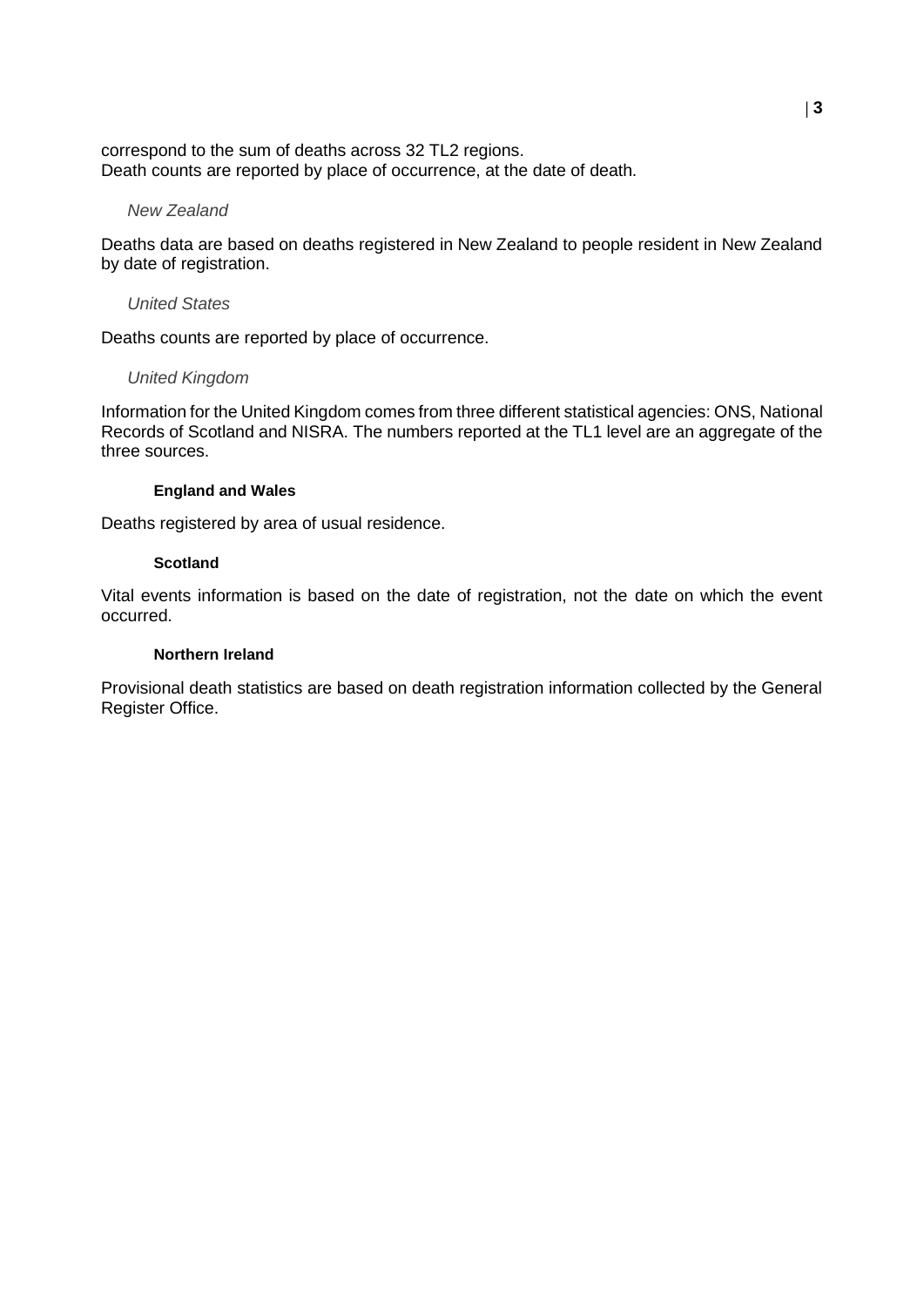correspond to the sum of deaths across 32 TL2 regions.
Death counts are reported by place of occurrence, at the date of death.

*New Zealand*

Deaths data are based on deaths registered in New Zealand to people resident in New Zealand by date of registration.

*United States*

Deaths counts are reported by place of occurrence.

*United Kingdom*

Information for the United Kingdom comes from three different statistical agencies: ONS, National Records of Scotland and NISRA. The numbers reported at the TL1 level are an aggregate of the three sources.

**England and Wales**

Deaths registered by area of usual residence.

**Scotland**

Vital events information is based on the date of registration, not the date on which the event occurred.

**Northern Ireland**

Provisional death statistics are based on death registration information collected by the General Register Office.